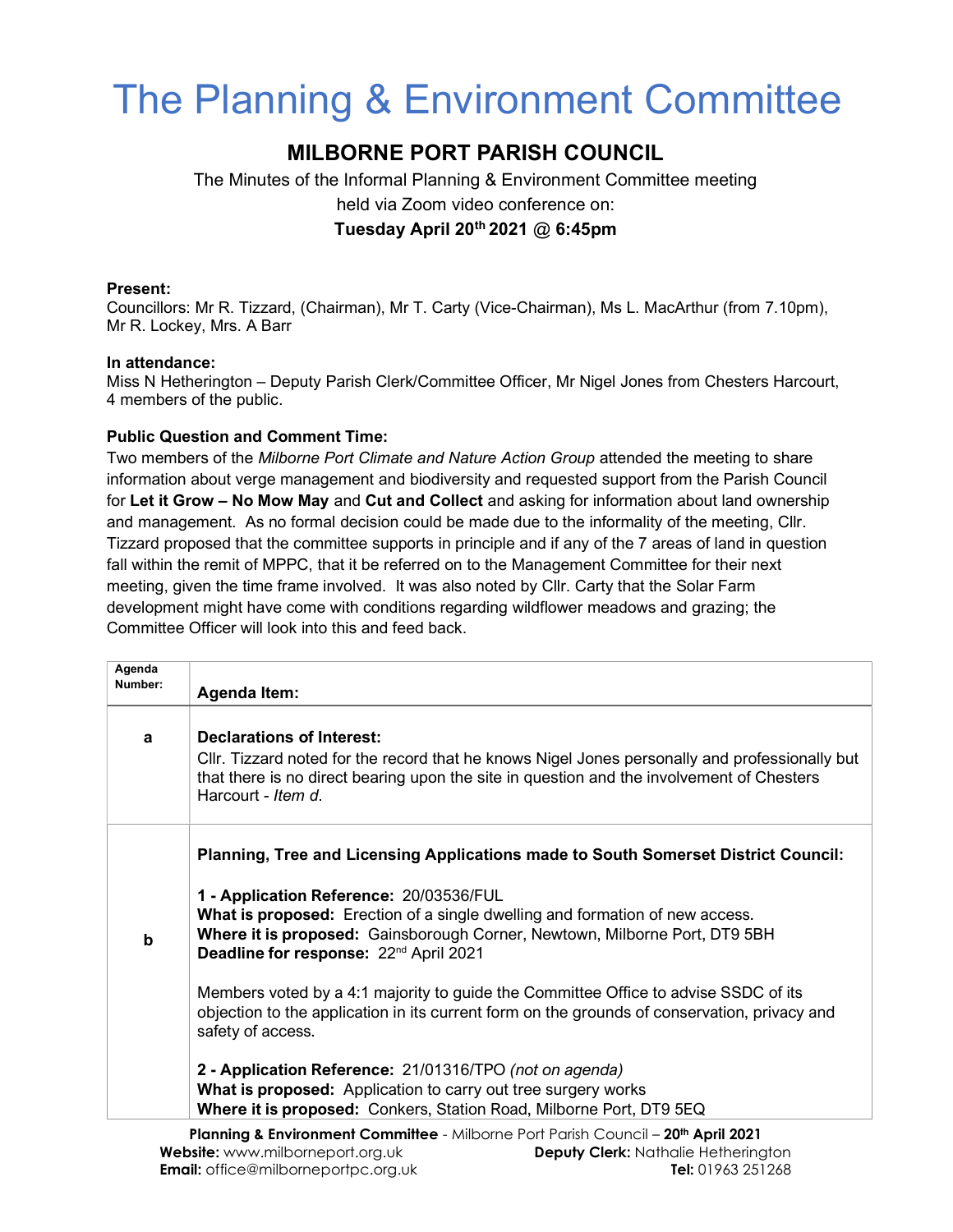# The Planning & Environment Committee

## MILBORNE PORT PARISH COUNCIL

The Minutes of the Informal Planning & Environment Committee meeting
held via Zoom video conference on:
**Tuesday April 20th 2021 @ 6:45pm**

**Present:**
Councillors: Mr R. Tizzard, (Chairman), Mr T. Carty (Vice-Chairman), Ms L. MacArthur (from 7.10pm), Mr R. Lockey, Mrs. A Barr

**In attendance:**
Miss N Hetherington – Deputy Parish Clerk/Committee Officer, Mr Nigel Jones from Chesters Harcourt, 4 members of the public.

**Public Question and Comment Time:**
Two members of the *Milborne Port Climate and Nature Action Group* attended the meeting to share information about verge management and biodiversity and requested support from the Parish Council for **Let it Grow – No Mow May** and **Cut and Collect** and asking for information about land ownership and management. As no formal decision could be made due to the informality of the meeting, Cllr. Tizzard proposed that the committee supports in principle and if any of the 7 areas of land in question fall within the remit of MPPC, that it be referred on to the Management Committee for their next meeting, given the time frame involved. It was also noted by Cllr. Carty that the Solar Farm development might have come with conditions regarding wildflower meadows and grazing; the Committee Officer will look into this and feed back.

| Agenda Number: | Agenda Item: |
|---|---|
| a | **Declarations of Interest:**<br>Cllr. Tizzard noted for the record that he knows Nigel Jones personally and professionally but that there is no direct bearing upon the site in question and the involvement of Chesters Harcourt - *Item d*. |
| b | **Planning, Tree and Licensing Applications made to South Somerset District Council:**<br><br>**1 - Application Reference:** 20/03536/FUL<br>**What is proposed:** Erection of a single dwelling and formation of new access.<br>**Where it is proposed:** Gainsborough Corner, Newtown, Milborne Port, DT9 5BH<br>**Deadline for response:** 22nd April 2021<br><br>Members voted by a 4:1 majority to guide the Committee Office to advise SSDC of its objection to the application in its current form on the grounds of conservation, privacy and safety of access.<br><br>**2 - Application Reference:** 21/01316/TPO *(not on agenda)*<br>**What is proposed:** Application to carry out tree surgery works<br>**Where it is proposed:** Conkers, Station Road, Milborne Port, DT9 5EQ |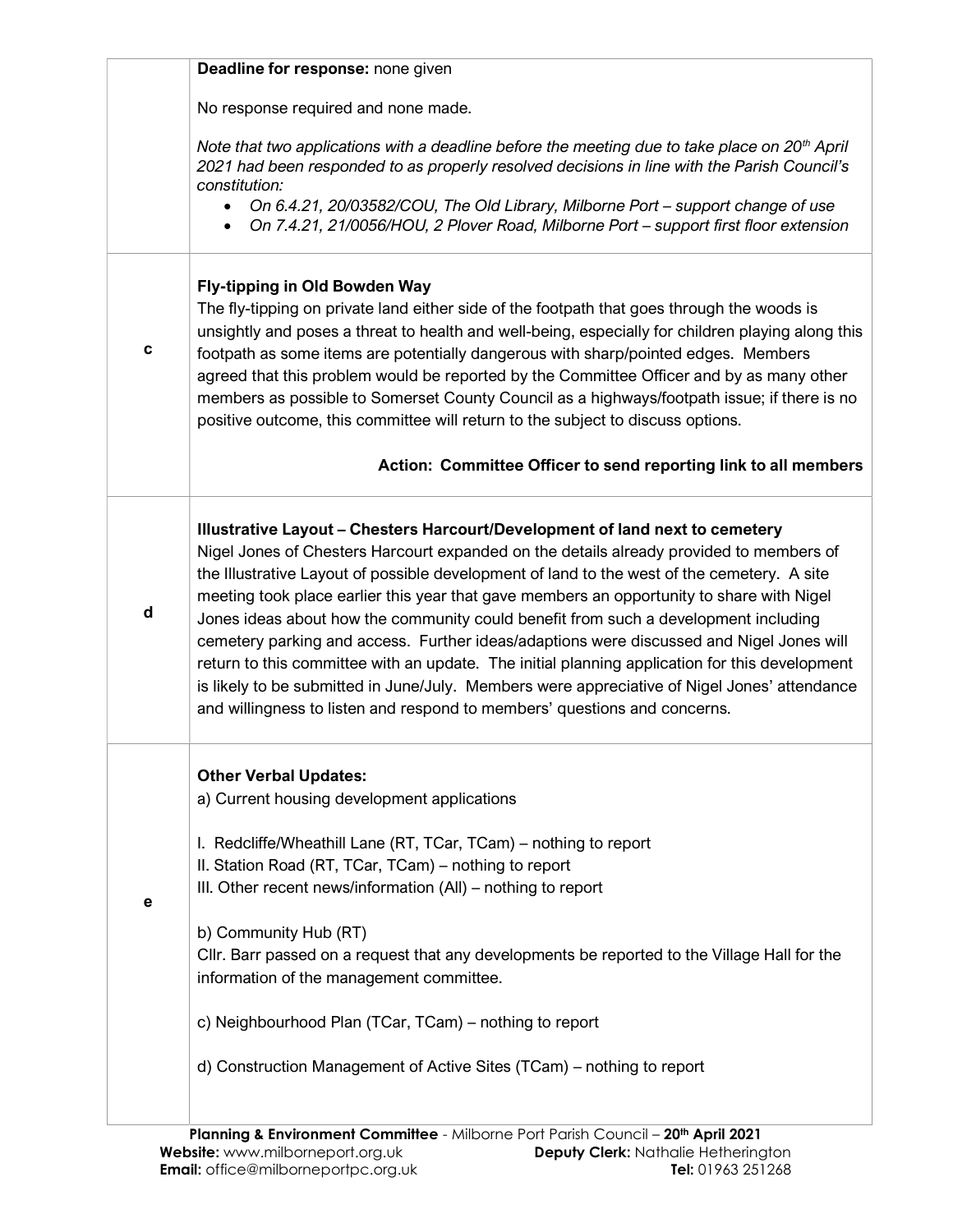| | |
|---|---|
| | **Deadline for response:** none given<br><br>No response required and none made.<br><br>*Note that two applications with a deadline before the meeting due to take place on 20th April 2021 had been responded to as properly resolved decisions in line with the Parish Council's constitution:*<br>• *On 6.4.21, 20/03582/COU, The Old Library, Milborne Port – support change of use*<br>• *On 7.4.21, 21/0056/HOU, 2 Plover Road, Milborne Port – support first floor extension* |
| **c** | **Fly-tipping in Old Bowden Way**<br>The fly-tipping on private land either side of the footpath that goes through the woods is unsightly and poses a threat to health and well-being, especially for children playing along this footpath as some items are potentially dangerous with sharp/pointed edges. Members agreed that this problem would be reported by the Committee Officer and by as many other members as possible to Somerset County Council as a highways/footpath issue; if there is no positive outcome, this committee will return to the subject to discuss options.<br><br>**Action: Committee Officer to send reporting link to all members** |
| **d** | **Illustrative Layout – Chesters Harcourt/Development of land next to cemetery**<br>Nigel Jones of Chesters Harcourt expanded on the details already provided to members of the Illustrative Layout of possible development of land to the west of the cemetery. A site meeting took place earlier this year that gave members an opportunity to share with Nigel Jones ideas about how the community could benefit from such a development including cemetery parking and access. Further ideas/adaptions were discussed and Nigel Jones will return to this committee with an update. The initial planning application for this development is likely to be submitted in June/July. Members were appreciative of Nigel Jones' attendance and willingness to listen and respond to members' questions and concerns. |
| **e** | **Other Verbal Updates:**<br>a) Current housing development applications<br><br>I. Redcliffe/Wheathill Lane (RT, TCar, TCam) – nothing to report<br>II. Station Road (RT, TCar, TCam) – nothing to report<br>III. Other recent news/information (All) – nothing to report<br><br>b) Community Hub (RT)<br>Cllr. Barr passed on a request that any developments be reported to the Village Hall for the information of the management committee.<br><br>c) Neighbourhood Plan (TCar, TCam) – nothing to report<br><br>d) Construction Management of Active Sites (TCam) – nothing to report |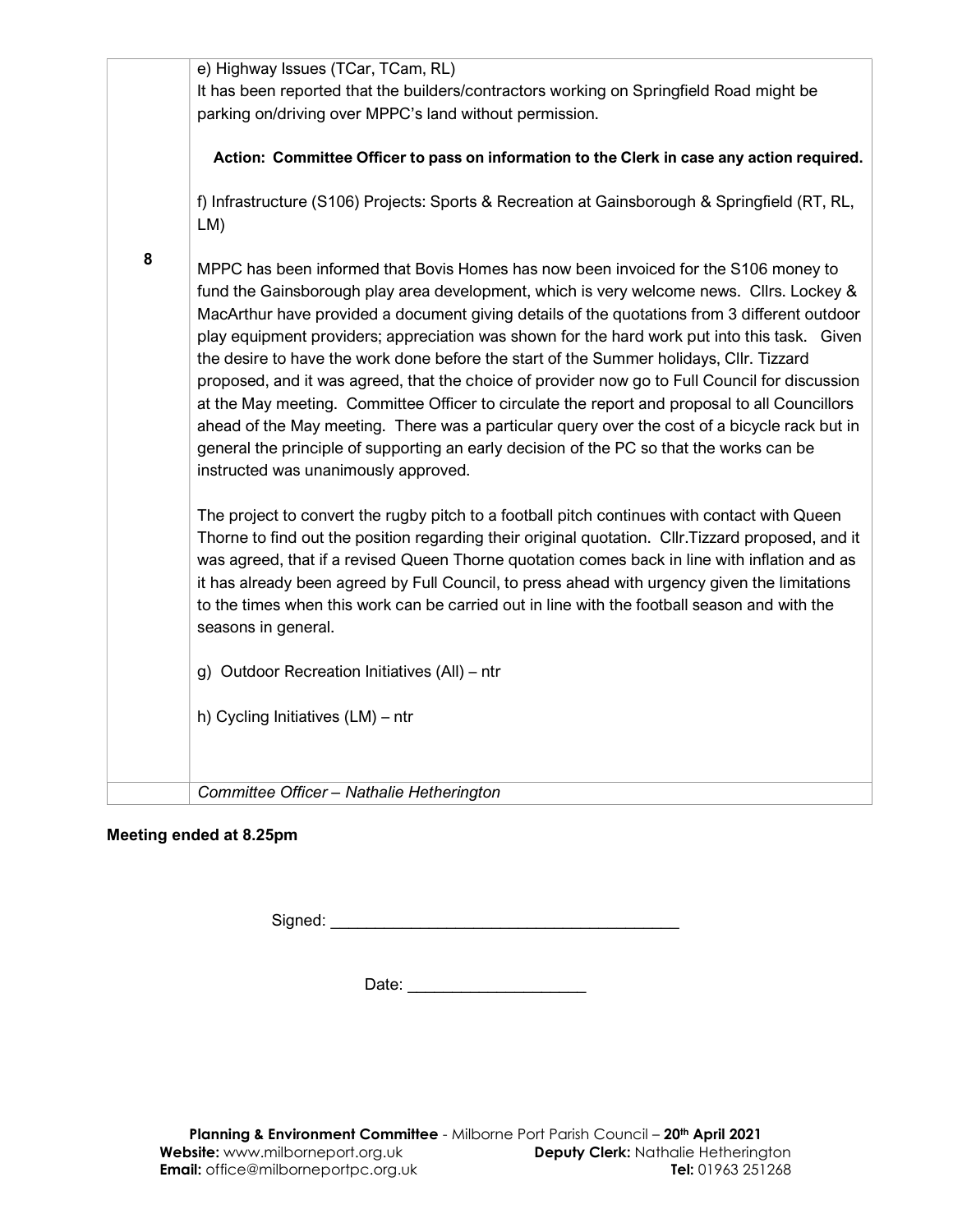| | |
|---|---|
| 8 | e) Highway Issues (TCar, TCam, RL)<br>It has been reported that the builders/contractors working on Springfield Road might be parking on/driving over MPPC's land without permission.<br><br>**Action: Committee Officer to pass on information to the Clerk in case any action required.**<br><br>f) Infrastructure (S106) Projects: Sports & Recreation at Gainsborough & Springfield (RT, RL, LM)<br><br>MPPC has been informed that Bovis Homes has now been invoiced for the S106 money to fund the Gainsborough play area development, which is very welcome news. Cllrs. Lockey & MacArthur have provided a document giving details of the quotations from 3 different outdoor play equipment providers; appreciation was shown for the hard work put into this task. Given the desire to have the work done before the start of the Summer holidays, Cllr. Tizzard proposed, and it was agreed, that the choice of provider now go to Full Council for discussion at the May meeting. Committee Officer to circulate the report and proposal to all Councillors ahead of the May meeting. There was a particular query over the cost of a bicycle rack but in general the principle of supporting an early decision of the PC so that the works can be instructed was unanimously approved.<br><br>The project to convert the rugby pitch to a football pitch continues with contact with Queen Thorne to find out the position regarding their original quotation. Cllr.Tizzard proposed, and it was agreed, that if a revised Queen Thorne quotation comes back in line with inflation and as it has already been agreed by Full Council, to press ahead with urgency given the limitations to the times when this work can be carried out in line with the football season and with the seasons in general.<br><br>g) Outdoor Recreation Initiatives (All) – ntr<br><br>h) Cycling Initiatives (LM) – ntr |
| | *Committee Officer – Nathalie Hetherington* |

**Meeting ended at 8.25pm**

Signed: ________________________________________

Date: ____________________